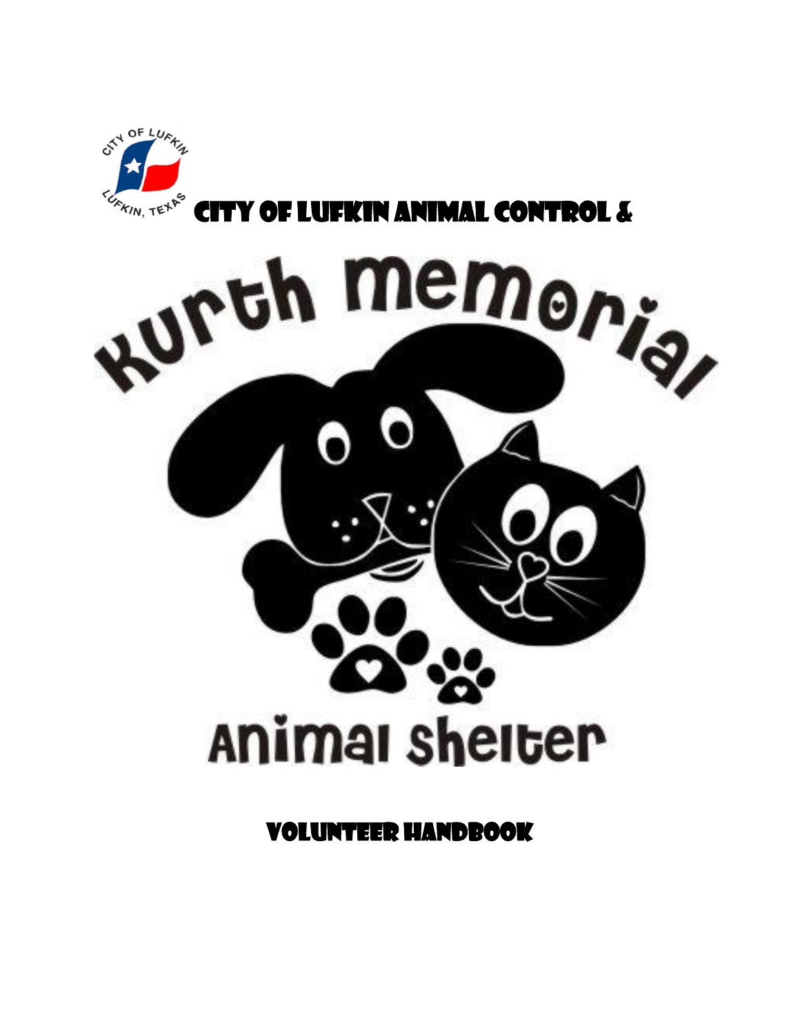# City of Lufkin Animal Control &

# Kurth Memorial Animal Shelter

## Volunteer Handbook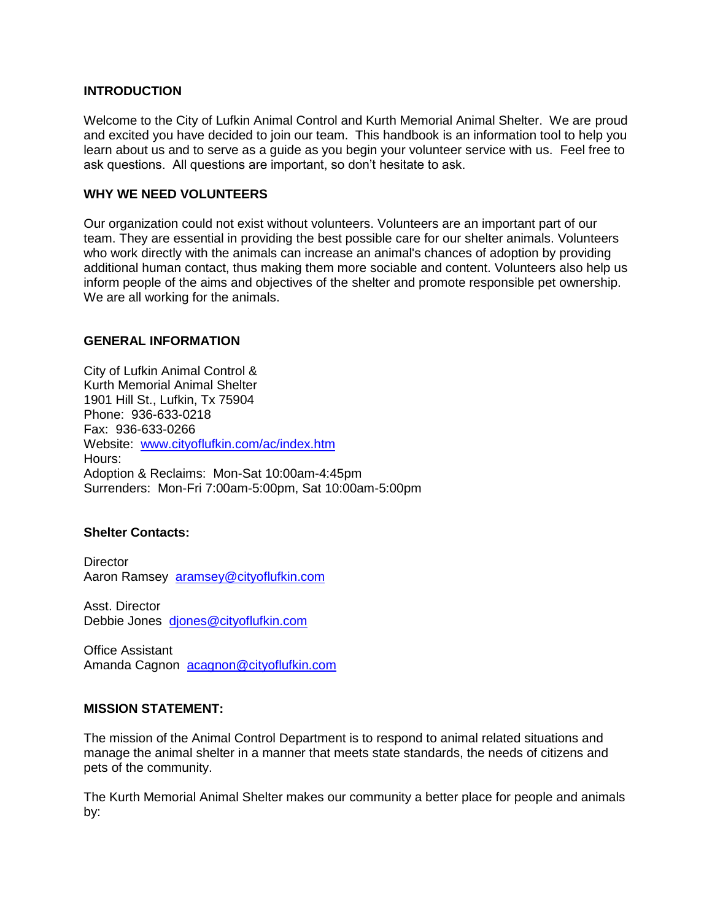## INTRODUCTION

Welcome to the City of Lufkin Animal Control and Kurth Memorial Animal Shelter. We are proud and excited you have decided to join our team. This handbook is an information tool to help you learn about us and to serve as a guide as you begin your volunteer service with us. Feel free to ask questions. All questions are important, so don't hesitate to ask.

## WHY WE NEED VOLUNTEERS

Our organization could not exist without volunteers. Volunteers are an important part of our team. They are essential in providing the best possible care for our shelter animals. Volunteers who work directly with the animals can increase an animal's chances of adoption by providing additional human contact, thus making them more sociable and content. Volunteers also help us inform people of the aims and objectives of the shelter and promote responsible pet ownership. We are all working for the animals.

## GENERAL INFORMATION

City of Lufkin Animal Control &
Kurth Memorial Animal Shelter
1901 Hill St., Lufkin, Tx 75904
Phone: 936-633-0218
Fax: 936-633-0266
Website: [www.cityoflufkin.com/ac/index.htm](http://www.cityoflufkin.com/ac/index.htm)
Hours:
Adoption & Reclaims: Mon-Sat 10:00am-4:45pm
Surrenders: Mon-Fri 7:00am-5:00pm, Sat 10:00am-5:00pm

### Shelter Contacts:

Director
Aaron Ramsey [aramsey@cityoflufkin.com](mailto:aramsey@cityoflufkin.com)

Asst. Director
Debbie Jones [djones@cityoflufkin.com](mailto:djones@cityoflufkin.com)

Office Assistant
Amanda Cagnon [acagnon@cityoflufkin.com](mailto:acagnon@cityoflufkin.com)

## MISSION STATEMENT:

The mission of the Animal Control Department is to respond to animal related situations and manage the animal shelter in a manner that meets state standards, the needs of citizens and pets of the community.

The Kurth Memorial Animal Shelter makes our community a better place for people and animals by: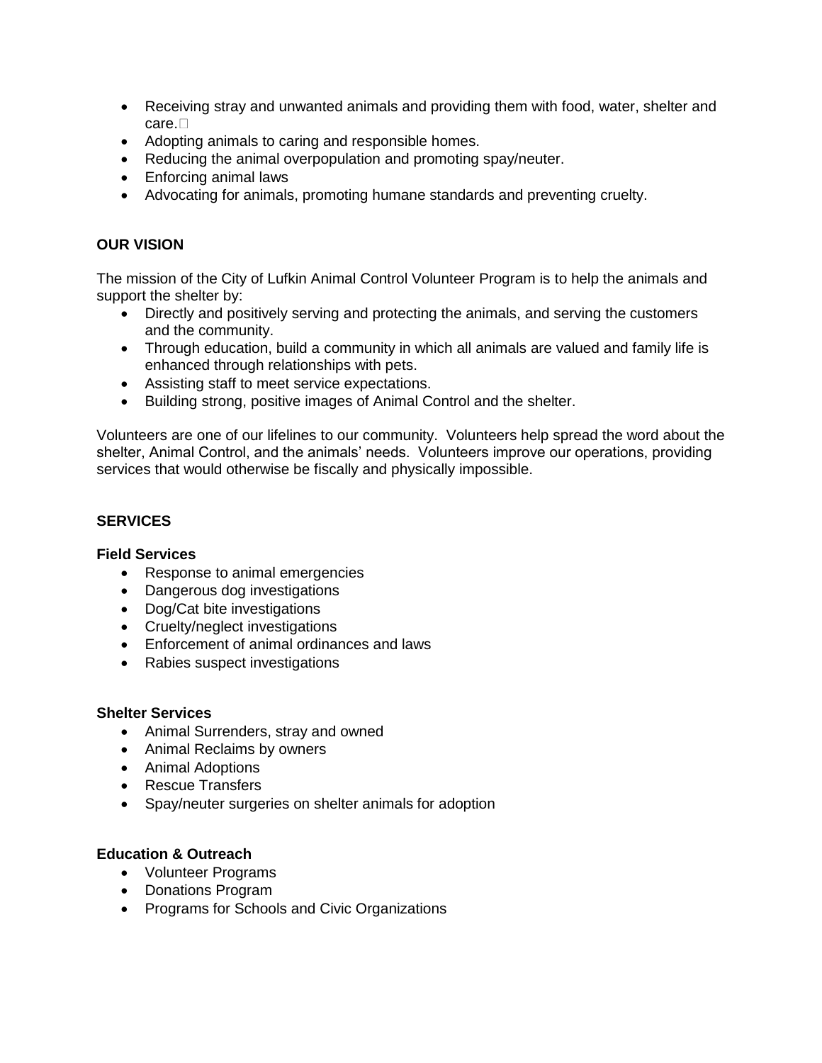- Receiving stray and unwanted animals and providing them with food, water, shelter and care.
- Adopting animals to caring and responsible homes.
- Reducing the animal overpopulation and promoting spay/neuter.
- Enforcing animal laws
- Advocating for animals, promoting humane standards and preventing cruelty.

**OUR VISION**

The mission of the City of Lufkin Animal Control Volunteer Program is to help the animals and support the shelter by:

- Directly and positively serving and protecting the animals, and serving the customers and the community.
- Through education, build a community in which all animals are valued and family life is enhanced through relationships with pets.
- Assisting staff to meet service expectations.
- Building strong, positive images of Animal Control and the shelter.

Volunteers are one of our lifelines to our community. Volunteers help spread the word about the shelter, Animal Control, and the animals' needs. Volunteers improve our operations, providing services that would otherwise be fiscally and physically impossible.

**SERVICES**

**Field Services**

- Response to animal emergencies
- Dangerous dog investigations
- Dog/Cat bite investigations
- Cruelty/neglect investigations
- Enforcement of animal ordinances and laws
- Rabies suspect investigations

**Shelter Services**

- Animal Surrenders, stray and owned
- Animal Reclaims by owners
- Animal Adoptions
- Rescue Transfers
- Spay/neuter surgeries on shelter animals for adoption

**Education & Outreach**

- Volunteer Programs
- Donations Program
- Programs for Schools and Civic Organizations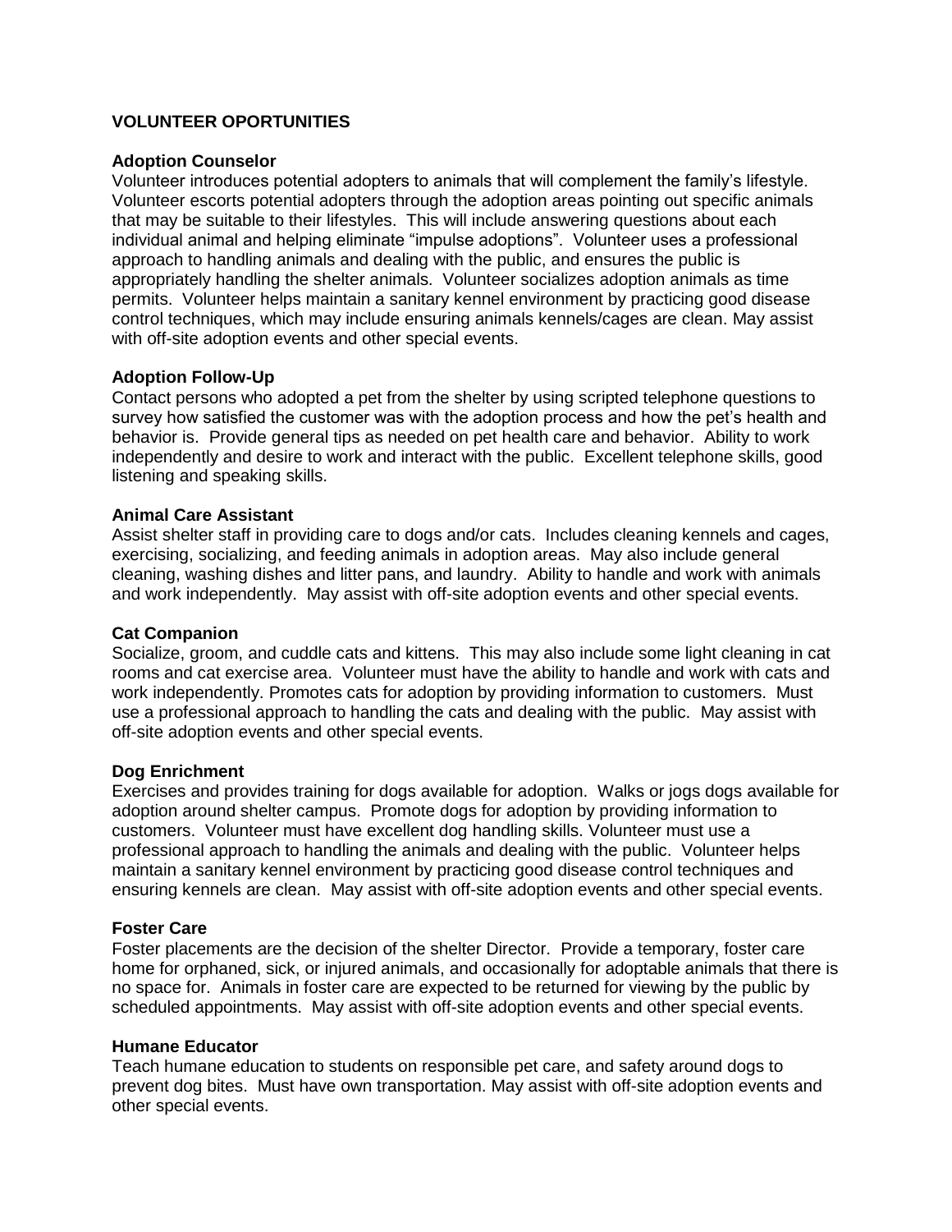## VOLUNTEER OPORTUNITIES

### Adoption Counselor

Volunteer introduces potential adopters to animals that will complement the family's lifestyle. Volunteer escorts potential adopters through the adoption areas pointing out specific animals that may be suitable to their lifestyles. This will include answering questions about each individual animal and helping eliminate "impulse adoptions". Volunteer uses a professional approach to handling animals and dealing with the public, and ensures the public is appropriately handling the shelter animals. Volunteer socializes adoption animals as time permits. Volunteer helps maintain a sanitary kennel environment by practicing good disease control techniques, which may include ensuring animals kennels/cages are clean. May assist with off-site adoption events and other special events.

### Adoption Follow-Up

Contact persons who adopted a pet from the shelter by using scripted telephone questions to survey how satisfied the customer was with the adoption process and how the pet's health and behavior is. Provide general tips as needed on pet health care and behavior. Ability to work independently and desire to work and interact with the public. Excellent telephone skills, good listening and speaking skills.

### Animal Care Assistant

Assist shelter staff in providing care to dogs and/or cats. Includes cleaning kennels and cages, exercising, socializing, and feeding animals in adoption areas. May also include general cleaning, washing dishes and litter pans, and laundry. Ability to handle and work with animals and work independently. May assist with off-site adoption events and other special events.

### Cat Companion

Socialize, groom, and cuddle cats and kittens. This may also include some light cleaning in cat rooms and cat exercise area. Volunteer must have the ability to handle and work with cats and work independently. Promotes cats for adoption by providing information to customers. Must use a professional approach to handling the cats and dealing with the public. May assist with off-site adoption events and other special events.

### Dog Enrichment

Exercises and provides training for dogs available for adoption. Walks or jogs dogs available for adoption around shelter campus. Promote dogs for adoption by providing information to customers. Volunteer must have excellent dog handling skills. Volunteer must use a professional approach to handling the animals and dealing with the public. Volunteer helps maintain a sanitary kennel environment by practicing good disease control techniques and ensuring kennels are clean. May assist with off-site adoption events and other special events.

### Foster Care

Foster placements are the decision of the shelter Director. Provide a temporary, foster care home for orphaned, sick, or injured animals, and occasionally for adoptable animals that there is no space for. Animals in foster care are expected to be returned for viewing by the public by scheduled appointments. May assist with off-site adoption events and other special events.

### Humane Educator

Teach humane education to students on responsible pet care, and safety around dogs to prevent dog bites. Must have own transportation. May assist with off-site adoption events and other special events.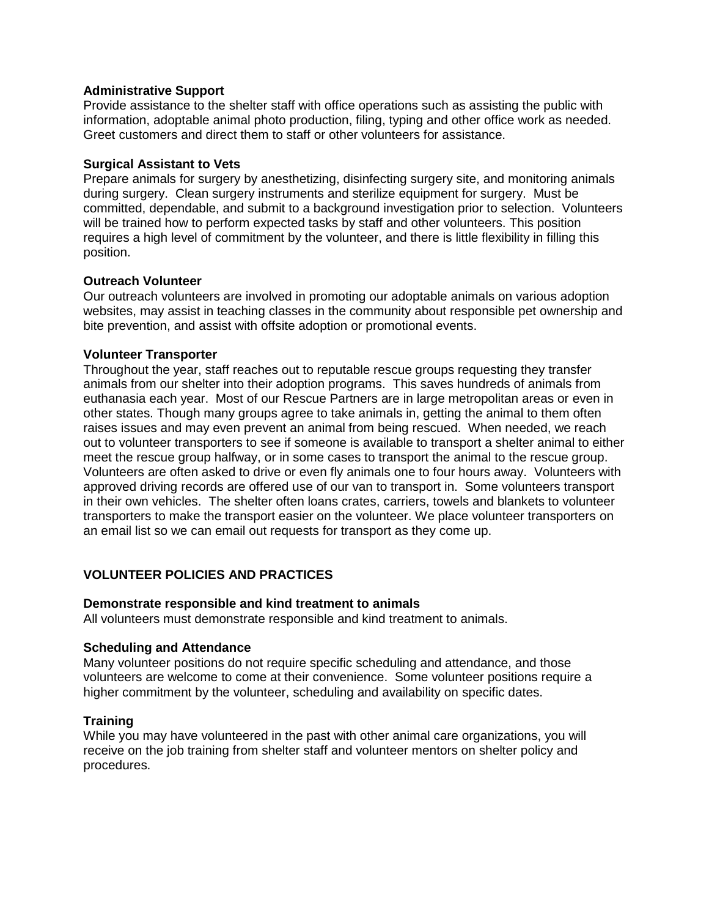**Administrative Support**

Provide assistance to the shelter staff with office operations such as assisting the public with information, adoptable animal photo production, filing, typing and other office work as needed. Greet customers and direct them to staff or other volunteers for assistance.

**Surgical Assistant to Vets**

Prepare animals for surgery by anesthetizing, disinfecting surgery site, and monitoring animals during surgery. Clean surgery instruments and sterilize equipment for surgery. Must be committed, dependable, and submit to a background investigation prior to selection. Volunteers will be trained how to perform expected tasks by staff and other volunteers. This position requires a high level of commitment by the volunteer, and there is little flexibility in filling this position.

**Outreach Volunteer**

Our outreach volunteers are involved in promoting our adoptable animals on various adoption websites, may assist in teaching classes in the community about responsible pet ownership and bite prevention, and assist with offsite adoption or promotional events.

**Volunteer Transporter**

Throughout the year, staff reaches out to reputable rescue groups requesting they transfer animals from our shelter into their adoption programs. This saves hundreds of animals from euthanasia each year. Most of our Rescue Partners are in large metropolitan areas or even in other states. Though many groups agree to take animals in, getting the animal to them often raises issues and may even prevent an animal from being rescued. When needed, we reach out to volunteer transporters to see if someone is available to transport a shelter animal to either meet the rescue group halfway, or in some cases to transport the animal to the rescue group. Volunteers are often asked to drive or even fly animals one to four hours away. Volunteers with approved driving records are offered use of our van to transport in. Some volunteers transport in their own vehicles. The shelter often loans crates, carriers, towels and blankets to volunteer transporters to make the transport easier on the volunteer. We place volunteer transporters on an email list so we can email out requests for transport as they come up.

## VOLUNTEER POLICIES AND PRACTICES

**Demonstrate responsible and kind treatment to animals**

All volunteers must demonstrate responsible and kind treatment to animals.

**Scheduling and Attendance**

Many volunteer positions do not require specific scheduling and attendance, and those volunteers are welcome to come at their convenience. Some volunteer positions require a higher commitment by the volunteer, scheduling and availability on specific dates.

**Training**

While you may have volunteered in the past with other animal care organizations, you will receive on the job training from shelter staff and volunteer mentors on shelter policy and procedures.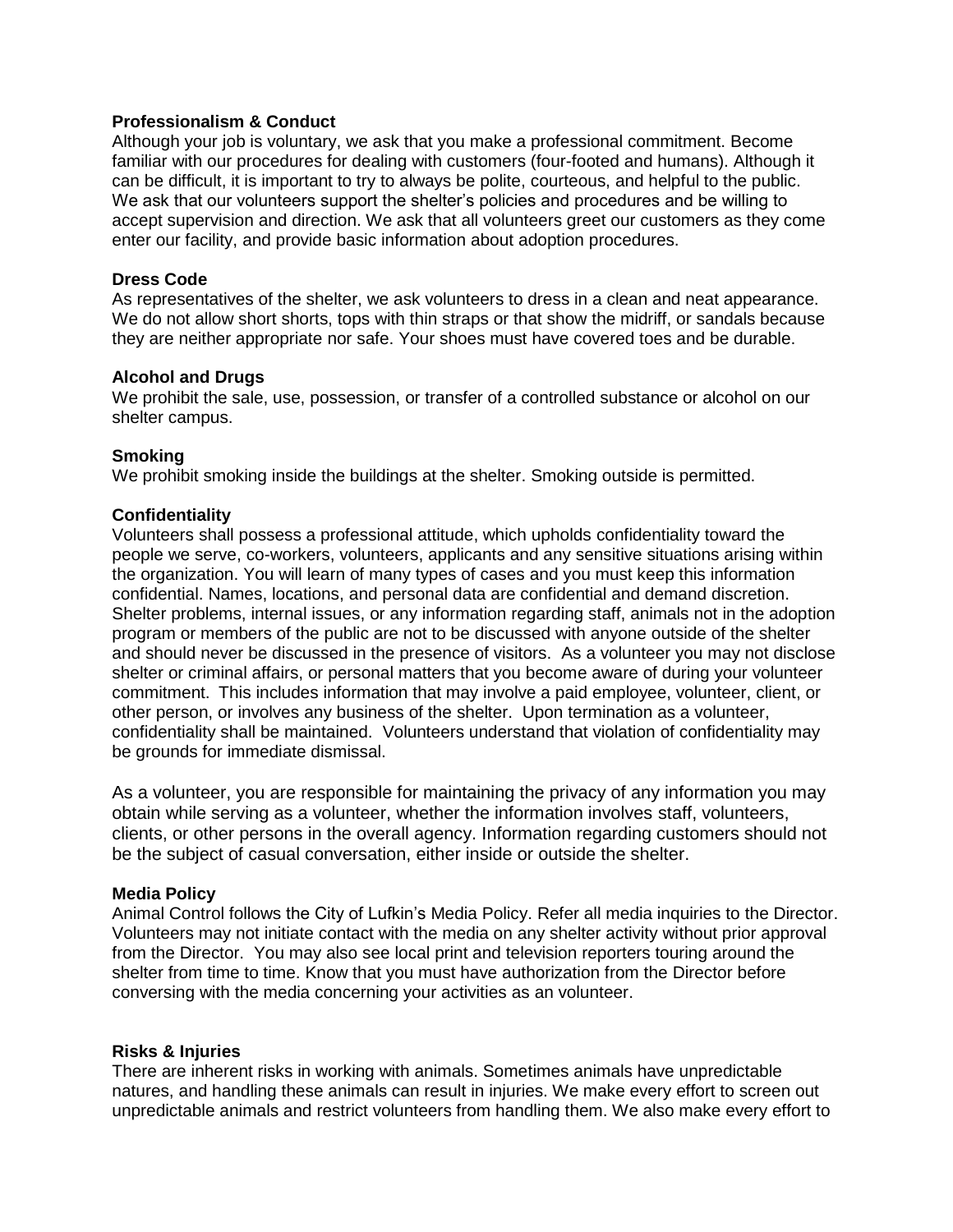**Professionalism & Conduct**

Although your job is voluntary, we ask that you make a professional commitment. Become familiar with our procedures for dealing with customers (four-footed and humans). Although it can be difficult, it is important to try to always be polite, courteous, and helpful to the public. We ask that our volunteers support the shelter's policies and procedures and be willing to accept supervision and direction. We ask that all volunteers greet our customers as they come enter our facility, and provide basic information about adoption procedures.

**Dress Code**

As representatives of the shelter, we ask volunteers to dress in a clean and neat appearance. We do not allow short shorts, tops with thin straps or that show the midriff, or sandals because they are neither appropriate nor safe. Your shoes must have covered toes and be durable.

**Alcohol and Drugs**

We prohibit the sale, use, possession, or transfer of a controlled substance or alcohol on our shelter campus.

**Smoking**

We prohibit smoking inside the buildings at the shelter. Smoking outside is permitted.

**Confidentiality**

Volunteers shall possess a professional attitude, which upholds confidentiality toward the people we serve, co-workers, volunteers, applicants and any sensitive situations arising within the organization. You will learn of many types of cases and you must keep this information confidential. Names, locations, and personal data are confidential and demand discretion. Shelter problems, internal issues, or any information regarding staff, animals not in the adoption program or members of the public are not to be discussed with anyone outside of the shelter and should never be discussed in the presence of visitors. As a volunteer you may not disclose shelter or criminal affairs, or personal matters that you become aware of during your volunteer commitment. This includes information that may involve a paid employee, volunteer, client, or other person, or involves any business of the shelter. Upon termination as a volunteer, confidentiality shall be maintained. Volunteers understand that violation of confidentiality may be grounds for immediate dismissal.

As a volunteer, you are responsible for maintaining the privacy of any information you may obtain while serving as a volunteer, whether the information involves staff, volunteers, clients, or other persons in the overall agency. Information regarding customers should not be the subject of casual conversation, either inside or outside the shelter.

**Media Policy**

Animal Control follows the City of Lufkin's Media Policy. Refer all media inquiries to the Director. Volunteers may not initiate contact with the media on any shelter activity without prior approval from the Director. You may also see local print and television reporters touring around the shelter from time to time. Know that you must have authorization from the Director before conversing with the media concerning your activities as an volunteer.

**Risks & Injuries**

There are inherent risks in working with animals. Sometimes animals have unpredictable natures, and handling these animals can result in injuries. We make every effort to screen out unpredictable animals and restrict volunteers from handling them. We also make every effort to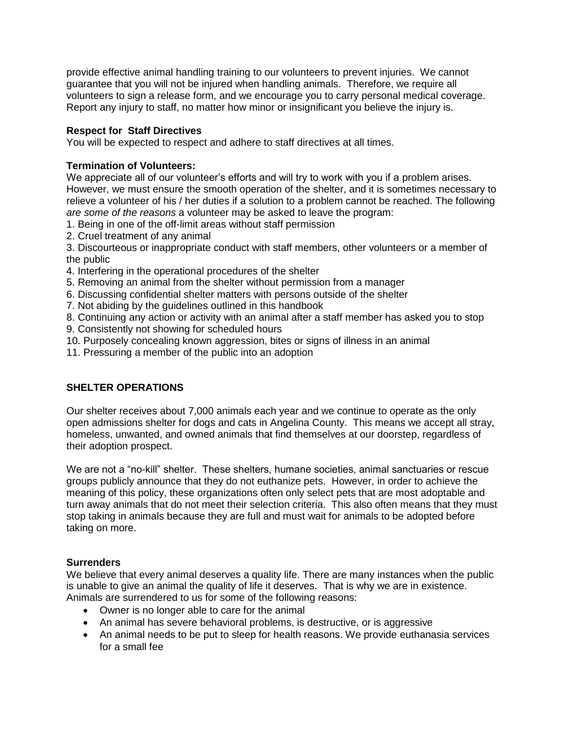provide effective animal handling training to our volunteers to prevent injuries. We cannot guarantee that you will not be injured when handling animals. Therefore, we require all volunteers to sign a release form, and we encourage you to carry personal medical coverage. Report any injury to staff, no matter how minor or insignificant you believe the injury is.

**Respect for Staff Directives**
You will be expected to respect and adhere to staff directives at all times.

**Termination of Volunteers:**
We appreciate all of our volunteer's efforts and will try to work with you if a problem arises. However, we must ensure the smooth operation of the shelter, and it is sometimes necessary to relieve a volunteer of his / her duties if a solution to a problem cannot be reached. The following *are some of the reasons* a volunteer may be asked to leave the program:

1. Being in one of the off-limit areas without staff permission
2. Cruel treatment of any animal
3. Discourteous or inappropriate conduct with staff members, other volunteers or a member of the public
4. Interfering in the operational procedures of the shelter
5. Removing an animal from the shelter without permission from a manager
6. Discussing confidential shelter matters with persons outside of the shelter
7. Not abiding by the guidelines outlined in this handbook
8. Continuing any action or activity with an animal after a staff member has asked you to stop
9. Consistently not showing for scheduled hours
10. Purposely concealing known aggression, bites or signs of illness in an animal
11. Pressuring a member of the public into an adoption

## SHELTER OPERATIONS

Our shelter receives about 7,000 animals each year and we continue to operate as the only open admissions shelter for dogs and cats in Angelina County. This means we accept all stray, homeless, unwanted, and owned animals that find themselves at our doorstep, regardless of their adoption prospect.

We are not a "no-kill" shelter. These shelters, humane societies, animal sanctuaries or rescue groups publicly announce that they do not euthanize pets. However, in order to achieve the meaning of this policy, these organizations often only select pets that are most adoptable and turn away animals that do not meet their selection criteria. This also often means that they must stop taking in animals because they are full and must wait for animals to be adopted before taking on more.

**Surrenders**
We believe that every animal deserves a quality life. There are many instances when the public is unable to give an animal the quality of life it deserves. That is why we are in existence. Animals are surrendered to us for some of the following reasons:

- Owner is no longer able to care for the animal
- An animal has severe behavioral problems, is destructive, or is aggressive
- An animal needs to be put to sleep for health reasons. We provide euthanasia services for a small fee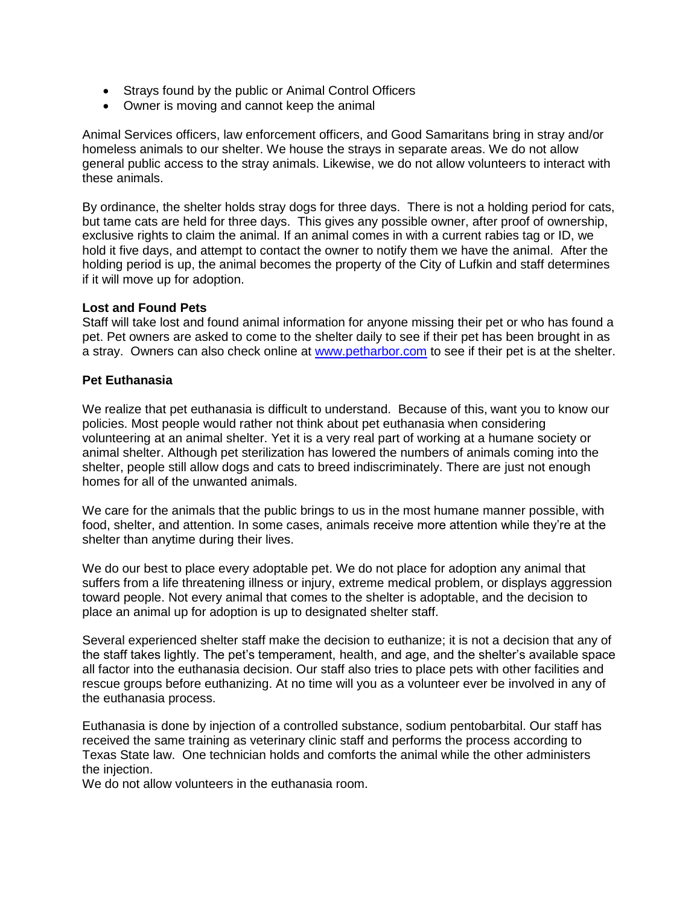- Strays found by the public or Animal Control Officers
- Owner is moving and cannot keep the animal

Animal Services officers, law enforcement officers, and Good Samaritans bring in stray and/or homeless animals to our shelter. We house the strays in separate areas. We do not allow general public access to the stray animals. Likewise, we do not allow volunteers to interact with these animals.

By ordinance, the shelter holds stray dogs for three days. There is not a holding period for cats, but tame cats are held for three days. This gives any possible owner, after proof of ownership, exclusive rights to claim the animal. If an animal comes in with a current rabies tag or ID, we hold it five days, and attempt to contact the owner to notify them we have the animal. After the holding period is up, the animal becomes the property of the City of Lufkin and staff determines if it will move up for adoption.

**Lost and Found Pets**

Staff will take lost and found animal information for anyone missing their pet or who has found a pet. Pet owners are asked to come to the shelter daily to see if their pet has been brought in as a stray. Owners can also check online at [www.petharbor.com](www.petharbor.com) to see if their pet is at the shelter.

**Pet Euthanasia**

We realize that pet euthanasia is difficult to understand. Because of this, want you to know our policies. Most people would rather not think about pet euthanasia when considering volunteering at an animal shelter. Yet it is a very real part of working at a humane society or animal shelter. Although pet sterilization has lowered the numbers of animals coming into the shelter, people still allow dogs and cats to breed indiscriminately. There are just not enough homes for all of the unwanted animals.

We care for the animals that the public brings to us in the most humane manner possible, with food, shelter, and attention. In some cases, animals receive more attention while they're at the shelter than anytime during their lives.

We do our best to place every adoptable pet. We do not place for adoption any animal that suffers from a life threatening illness or injury, extreme medical problem, or displays aggression toward people. Not every animal that comes to the shelter is adoptable, and the decision to place an animal up for adoption is up to designated shelter staff.

Several experienced shelter staff make the decision to euthanize; it is not a decision that any of the staff takes lightly. The pet's temperament, health, and age, and the shelter's available space all factor into the euthanasia decision. Our staff also tries to place pets with other facilities and rescue groups before euthanizing. At no time will you as a volunteer ever be involved in any of the euthanasia process.

Euthanasia is done by injection of a controlled substance, sodium pentobarbital. Our staff has received the same training as veterinary clinic staff and performs the process according to Texas State law. One technician holds and comforts the animal while the other administers the injection.

We do not allow volunteers in the euthanasia room.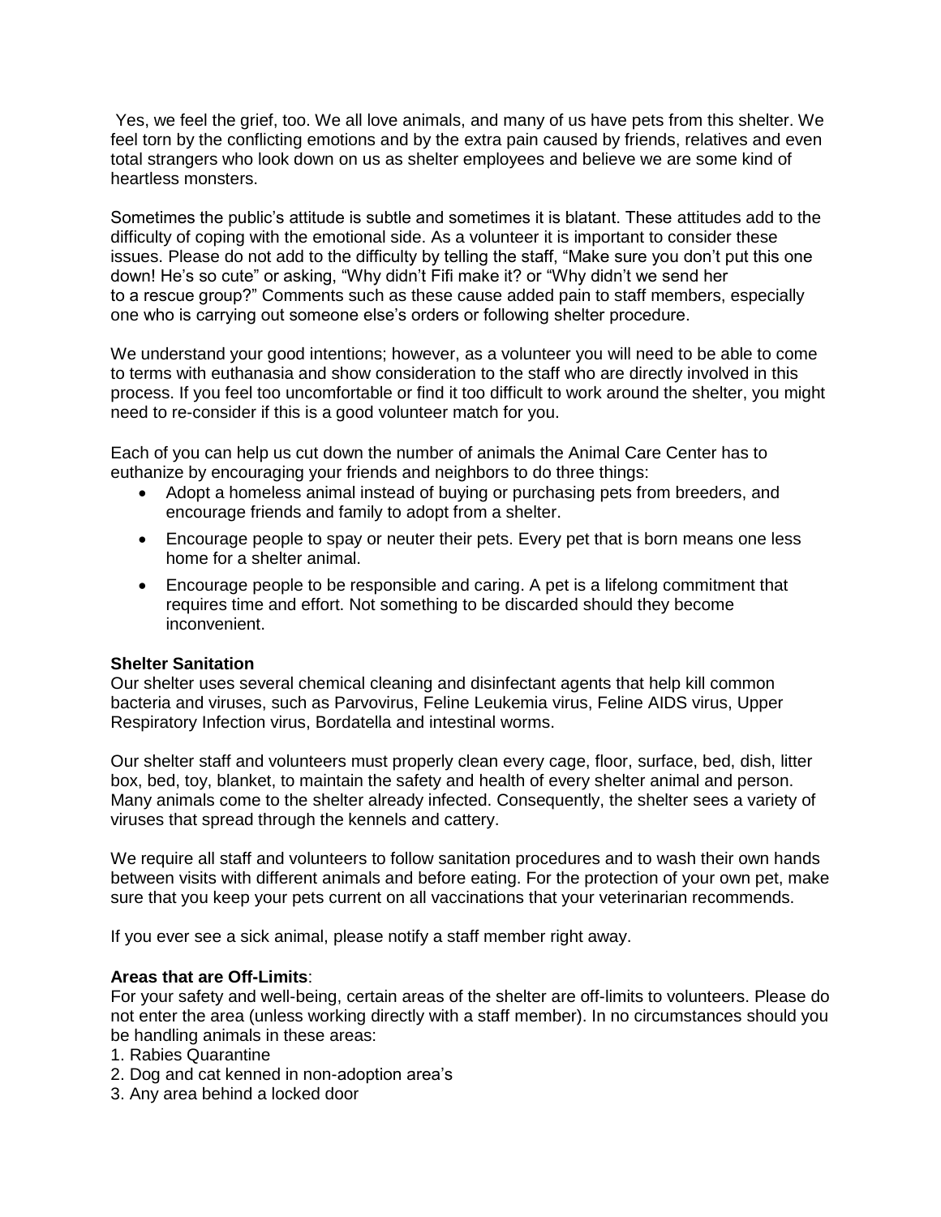Yes, we feel the grief, too. We all love animals, and many of us have pets from this shelter. We feel torn by the conflicting emotions and by the extra pain caused by friends, relatives and even total strangers who look down on us as shelter employees and believe we are some kind of heartless monsters.

Sometimes the public's attitude is subtle and sometimes it is blatant. These attitudes add to the difficulty of coping with the emotional side. As a volunteer it is important to consider these issues. Please do not add to the difficulty by telling the staff, "Make sure you don't put this one down! He's so cute" or asking, "Why didn't Fifi make it? or "Why didn't we send her to a rescue group?" Comments such as these cause added pain to staff members, especially one who is carrying out someone else's orders or following shelter procedure.

We understand your good intentions; however, as a volunteer you will need to be able to come to terms with euthanasia and show consideration to the staff who are directly involved in this process. If you feel too uncomfortable or find it too difficult to work around the shelter, you might need to re-consider if this is a good volunteer match for you.

Each of you can help us cut down the number of animals the Animal Care Center has to euthanize by encouraging your friends and neighbors to do three things:

- Adopt a homeless animal instead of buying or purchasing pets from breeders, and encourage friends and family to adopt from a shelter.
- Encourage people to spay or neuter their pets. Every pet that is born means one less home for a shelter animal.
- Encourage people to be responsible and caring. A pet is a lifelong commitment that requires time and effort. Not something to be discarded should they become inconvenient.

**Shelter Sanitation**

Our shelter uses several chemical cleaning and disinfectant agents that help kill common bacteria and viruses, such as Parvovirus, Feline Leukemia virus, Feline AIDS virus, Upper Respiratory Infection virus, Bordatella and intestinal worms.

Our shelter staff and volunteers must properly clean every cage, floor, surface, bed, dish, litter box, bed, toy, blanket, to maintain the safety and health of every shelter animal and person. Many animals come to the shelter already infected. Consequently, the shelter sees a variety of viruses that spread through the kennels and cattery.

We require all staff and volunteers to follow sanitation procedures and to wash their own hands between visits with different animals and before eating. For the protection of your own pet, make sure that you keep your pets current on all vaccinations that your veterinarian recommends.

If you ever see a sick animal, please notify a staff member right away.

**Areas that are Off-Limits**:

For your safety and well-being, certain areas of the shelter are off-limits to volunteers. Please do not enter the area (unless working directly with a staff member). In no circumstances should you be handling animals in these areas:

1. Rabies Quarantine
2. Dog and cat kenned in non-adoption area's
3. Any area behind a locked door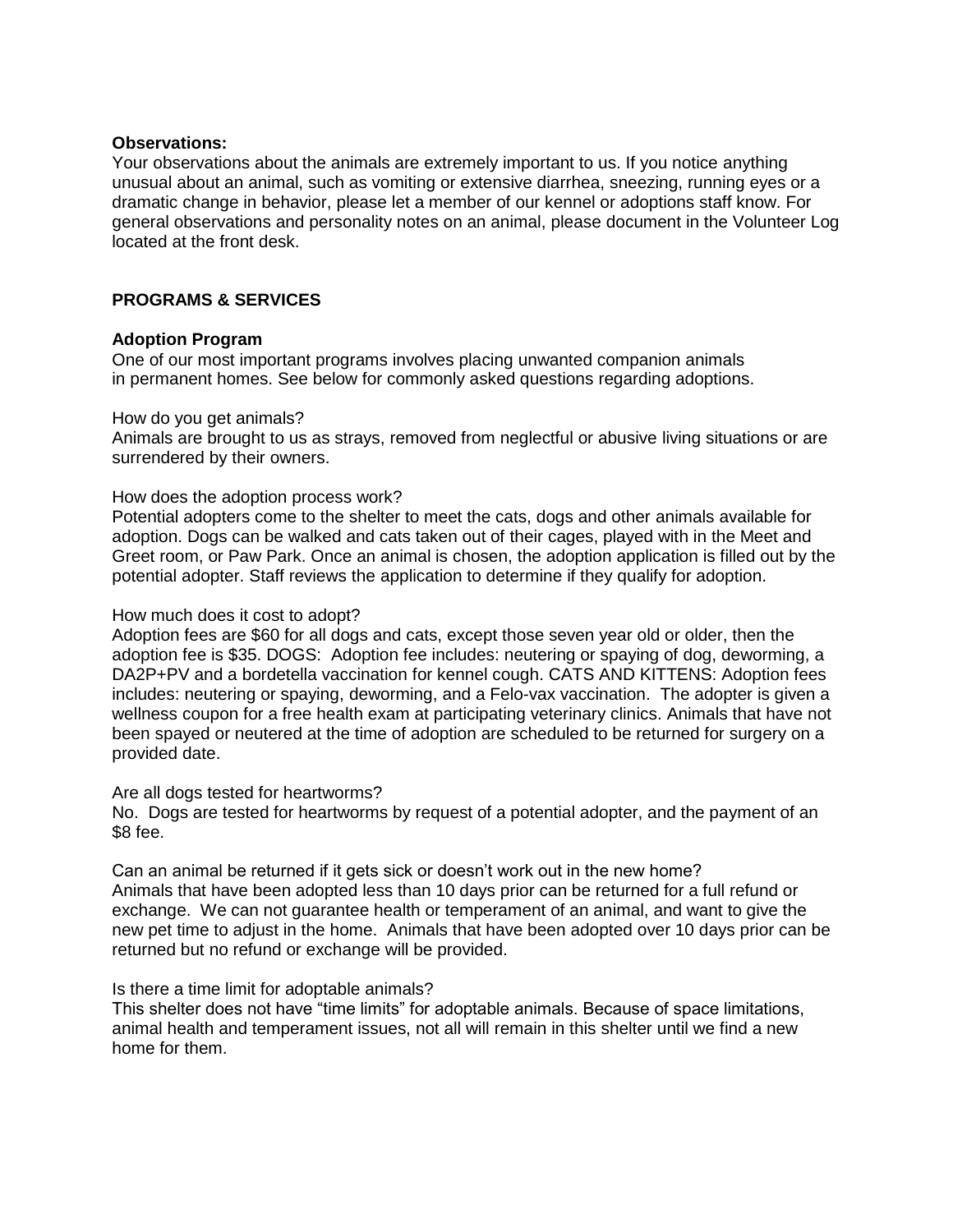**Observations:**
Your observations about the animals are extremely important to us. If you notice anything unusual about an animal, such as vomiting or extensive diarrhea, sneezing, running eyes or a dramatic change in behavior, please let a member of our kennel or adoptions staff know. For general observations and personality notes on an animal, please document in the Volunteer Log located at the front desk.

## PROGRAMS & SERVICES

**Adoption Program**
One of our most important programs involves placing unwanted companion animals in permanent homes. See below for commonly asked questions regarding adoptions.

How do you get animals?
Animals are brought to us as strays, removed from neglectful or abusive living situations or are surrendered by their owners.

How does the adoption process work?
Potential adopters come to the shelter to meet the cats, dogs and other animals available for adoption. Dogs can be walked and cats taken out of their cages, played with in the Meet and Greet room, or Paw Park. Once an animal is chosen, the adoption application is filled out by the potential adopter. Staff reviews the application to determine if they qualify for adoption.

How much does it cost to adopt?
Adoption fees are $60 for all dogs and cats, except those seven year old or older, then the adoption fee is $35. DOGS: Adoption fee includes: neutering or spaying of dog, deworming, a DA2P+PV and a bordetella vaccination for kennel cough. CATS AND KITTENS: Adoption fees includes: neutering or spaying, deworming, and a Felo-vax vaccination. The adopter is given a wellness coupon for a free health exam at participating veterinary clinics. Animals that have not been spayed or neutered at the time of adoption are scheduled to be returned for surgery on a provided date.

Are all dogs tested for heartworms?
No. Dogs are tested for heartworms by request of a potential adopter, and the payment of an $8 fee.

Can an animal be returned if it gets sick or doesn't work out in the new home?
Animals that have been adopted less than 10 days prior can be returned for a full refund or exchange. We can not guarantee health or temperament of an animal, and want to give the new pet time to adjust in the home. Animals that have been adopted over 10 days prior can be returned but no refund or exchange will be provided.

Is there a time limit for adoptable animals?
This shelter does not have "time limits" for adoptable animals. Because of space limitations, animal health and temperament issues, not all will remain in this shelter until we find a new home for them.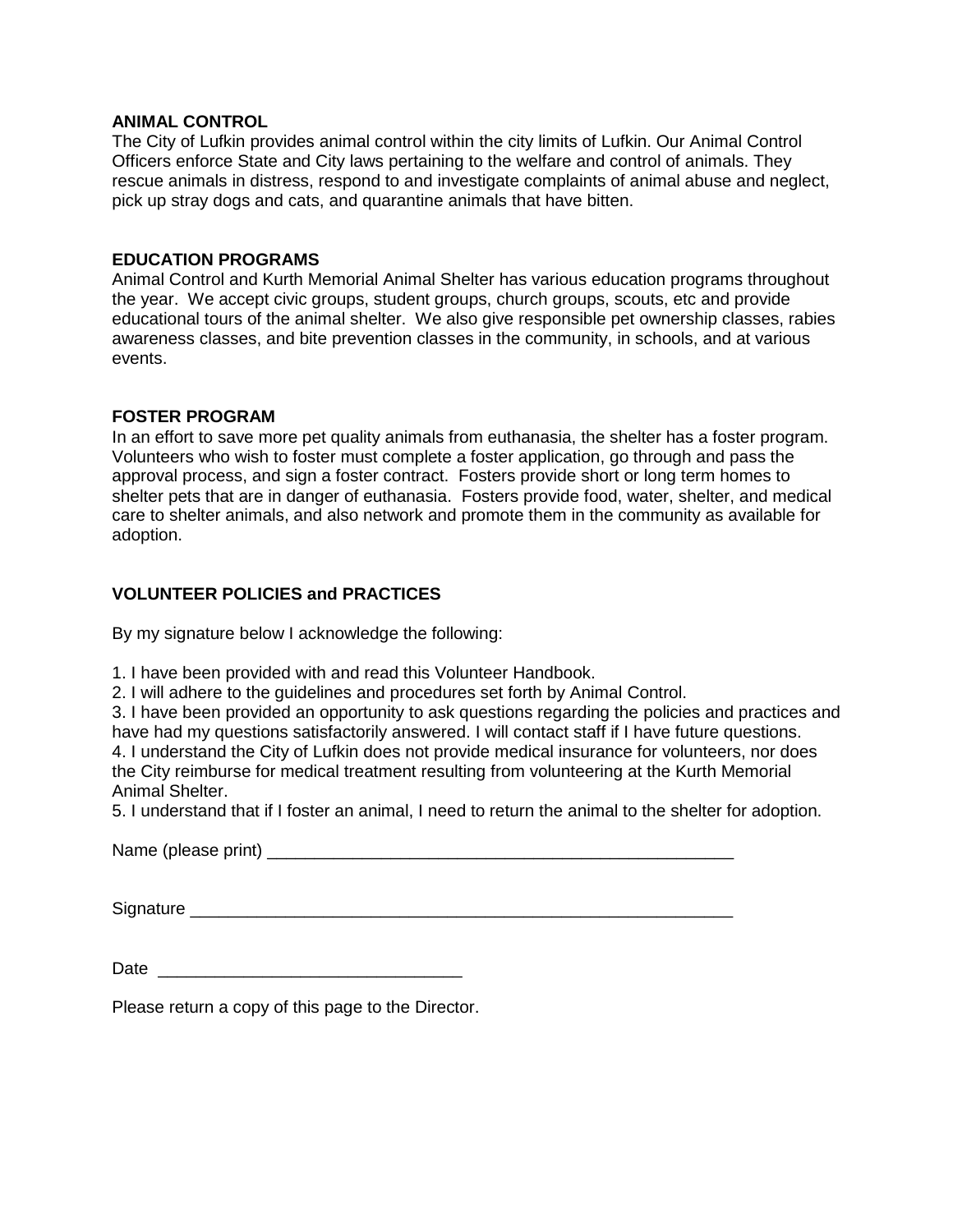**ANIMAL CONTROL**

The City of Lufkin provides animal control within the city limits of Lufkin. Our Animal Control Officers enforce State and City laws pertaining to the welfare and control of animals. They rescue animals in distress, respond to and investigate complaints of animal abuse and neglect, pick up stray dogs and cats, and quarantine animals that have bitten.

**EDUCATION PROGRAMS**

Animal Control and Kurth Memorial Animal Shelter has various education programs throughout the year. We accept civic groups, student groups, church groups, scouts, etc and provide educational tours of the animal shelter. We also give responsible pet ownership classes, rabies awareness classes, and bite prevention classes in the community, in schools, and at various events.

**FOSTER PROGRAM**

In an effort to save more pet quality animals from euthanasia, the shelter has a foster program. Volunteers who wish to foster must complete a foster application, go through and pass the approval process, and sign a foster contract. Fosters provide short or long term homes to shelter pets that are in danger of euthanasia. Fosters provide food, water, shelter, and medical care to shelter animals, and also network and promote them in the community as available for adoption.

**VOLUNTEER POLICIES and PRACTICES**

By my signature below I acknowledge the following:

1. I have been provided with and read this Volunteer Handbook.
2. I will adhere to the guidelines and procedures set forth by Animal Control.
3. I have been provided an opportunity to ask questions regarding the policies and practices and have had my questions satisfactorily answered. I will contact staff if I have future questions.
4. I understand the City of Lufkin does not provide medical insurance for volunteers, nor does the City reimburse for medical treatment resulting from volunteering at the Kurth Memorial Animal Shelter.
5. I understand that if I foster an animal, I need to return the animal to the shelter for adoption.

Name (please print) ___________________________________________________

Signature ___________________________________________________________

Date ________________________________

Please return a copy of this page to the Director.